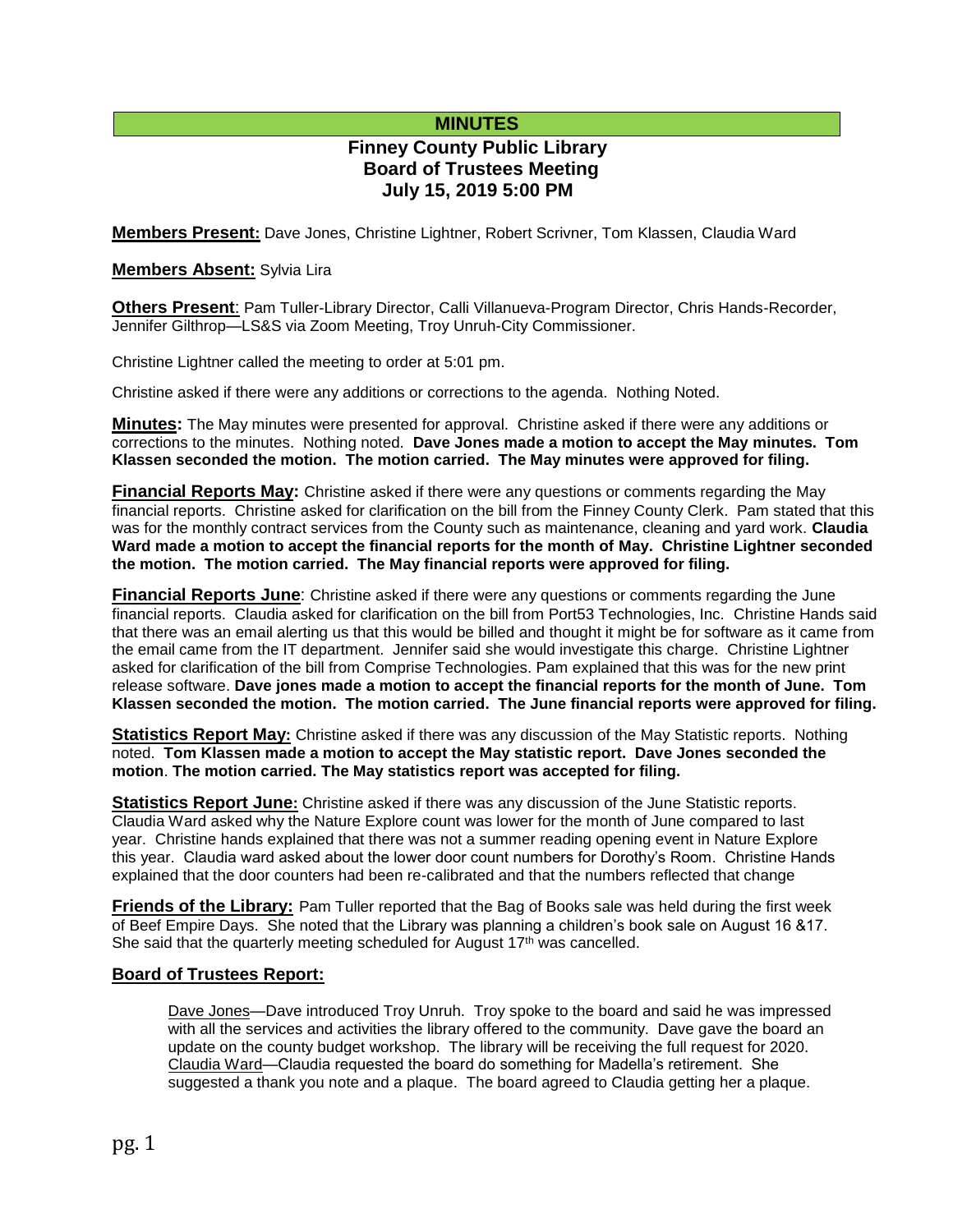# MINUTES

## Finney County Public Library Board of Trustees Meeting July 15, 2019 5:00 PM

**Members Present:** Dave Jones, Christine Lightner, Robert Scrivner, Tom Klassen, Claudia Ward

**Members Absent:** Sylvia Lira

**Others Present**: Pam Tuller-Library Director, Calli Villanueva-Program Director, Chris Hands-Recorder, Jennifer Gilthrop—LS&S via Zoom Meeting, Troy Unruh-City Commissioner.

Christine Lightner called the meeting to order at 5:01 pm.

Christine asked if there were any additions or corrections to the agenda. Nothing Noted.

**Minutes:** The May minutes were presented for approval. Christine asked if there were any additions or corrections to the minutes. Nothing noted. **Dave Jones made a motion to accept the May minutes. Tom Klassen seconded the motion. The motion carried. The May minutes were approved for filing.**

**Financial Reports May:** Christine asked if there were any questions or comments regarding the May financial reports. Christine asked for clarification on the bill from the Finney County Clerk. Pam stated that this was for the monthly contract services from the County such as maintenance, cleaning and yard work. **Claudia Ward made a motion to accept the financial reports for the month of May. Christine Lightner seconded the motion. The motion carried. The May financial reports were approved for filing.**

**Financial Reports June**: Christine asked if there were any questions or comments regarding the June financial reports. Claudia asked for clarification on the bill from Port53 Technologies, Inc. Christine Hands said that there was an email alerting us that this would be billed and thought it might be for software as it came from the email came from the IT department. Jennifer said she would investigate this charge. Christine Lightner asked for clarification of the bill from Comprise Technologies. Pam explained that this was for the new print release software. **Dave jones made a motion to accept the financial reports for the month of June. Tom Klassen seconded the motion. The motion carried. The June financial reports were approved for filing.**

**Statistics Report May:** Christine asked if there was any discussion of the May Statistic reports. Nothing noted. **Tom Klassen made a motion to accept the May statistic report. Dave Jones seconded the motion**. **The motion carried. The May statistics report was accepted for filing.**

**Statistics Report June:** Christine asked if there was any discussion of the June Statistic reports. Claudia Ward asked why the Nature Explore count was lower for the month of June compared to last year. Christine hands explained that there was not a summer reading opening event in Nature Explore this year. Claudia ward asked about the lower door count numbers for Dorothy's Room. Christine Hands explained that the door counters had been re-calibrated and that the numbers reflected that change

**Friends of the Library:** Pam Tuller reported that the Bag of Books sale was held during the first week of Beef Empire Days. She noted that the Library was planning a children's book sale on August 16 &17. She said that the quarterly meeting scheduled for August 17th was cancelled.

**Board of Trustees Report:**

Dave Jones—Dave introduced Troy Unruh. Troy spoke to the board and said he was impressed with all the services and activities the library offered to the community. Dave gave the board an update on the county budget workshop. The library will be receiving the full request for 2020.
Claudia Ward—Claudia requested the board do something for Madella's retirement. She suggested a thank you note and a plaque. The board agreed to Claudia getting her a plaque.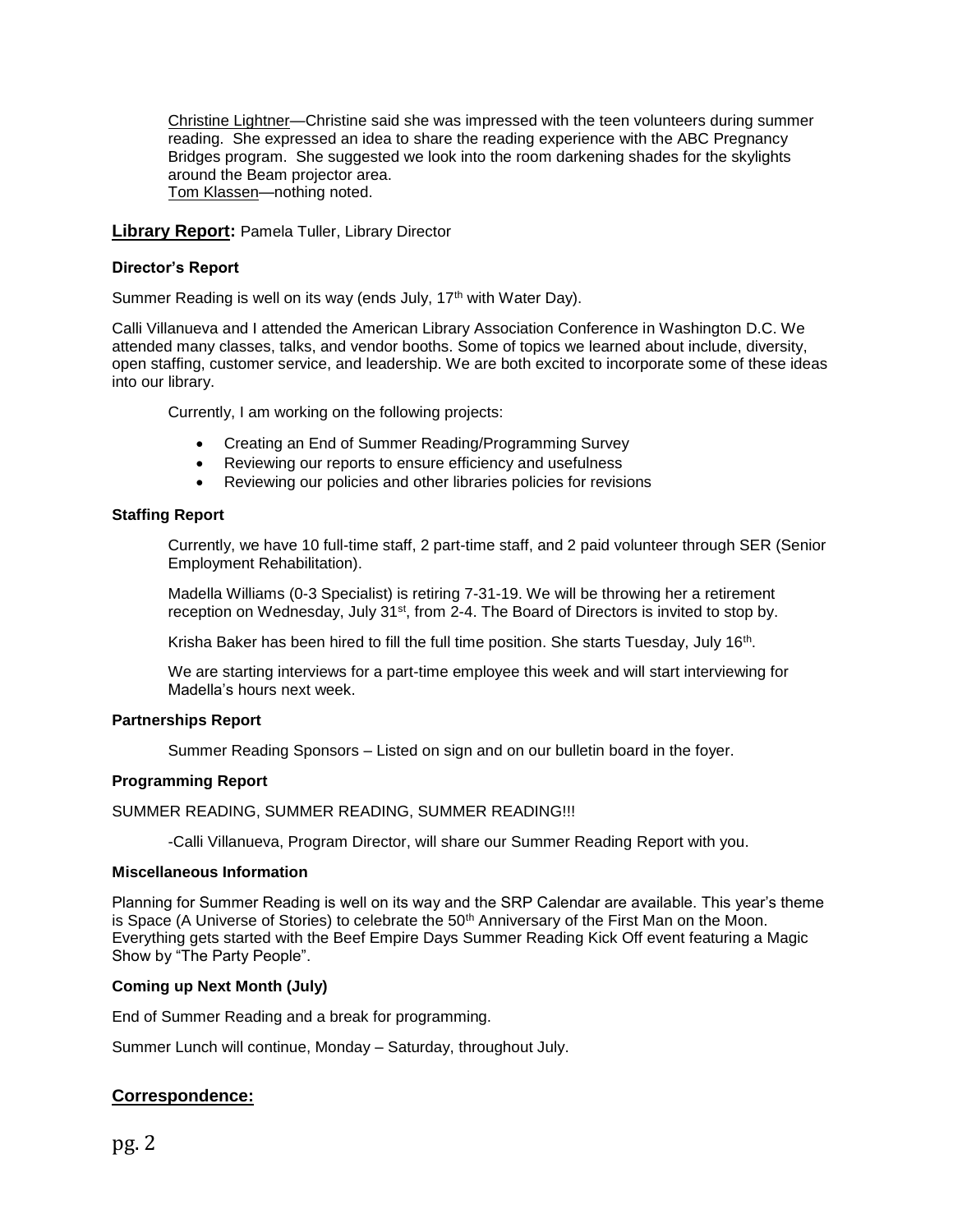Christine Lightner—Christine said she was impressed with the teen volunteers during summer reading. She expressed an idea to share the reading experience with the ABC Pregnancy Bridges program. She suggested we look into the room darkening shades for the skylights around the Beam projector area.

Tom Klassen—nothing noted.

## **Library Report:** Pamela Tuller, Library Director

### Director's Report

Summer Reading is well on its way (ends July, 17th with Water Day).

Calli Villanueva and I attended the American Library Association Conference in Washington D.C. We attended many classes, talks, and vendor booths. Some of topics we learned about include, diversity, open staffing, customer service, and leadership. We are both excited to incorporate some of these ideas into our library.

Currently, I am working on the following projects:

- Creating an End of Summer Reading/Programming Survey
- Reviewing our reports to ensure efficiency and usefulness
- Reviewing our policies and other libraries policies for revisions

### Staffing Report

Currently, we have 10 full-time staff, 2 part-time staff, and 2 paid volunteer through SER (Senior Employment Rehabilitation).

Madella Williams (0-3 Specialist) is retiring 7-31-19. We will be throwing her a retirement reception on Wednesday, July 31st, from 2-4. The Board of Directors is invited to stop by.

Krisha Baker has been hired to fill the full time position. She starts Tuesday, July 16th.

We are starting interviews for a part-time employee this week and will start interviewing for Madella's hours next week.

### Partnerships Report

Summer Reading Sponsors – Listed on sign and on our bulletin board in the foyer.

### Programming Report

SUMMER READING, SUMMER READING, SUMMER READING!!!

-Calli Villanueva, Program Director, will share our Summer Reading Report with you.

### Miscellaneous Information

Planning for Summer Reading is well on its way and the SRP Calendar are available. This year's theme is Space (A Universe of Stories) to celebrate the 50th Anniversary of the First Man on the Moon. Everything gets started with the Beef Empire Days Summer Reading Kick Off event featuring a Magic Show by "The Party People".

### Coming up Next Month (July)

End of Summer Reading and a break for programming.

Summer Lunch will continue, Monday – Saturday, throughout July.

## Correspondence: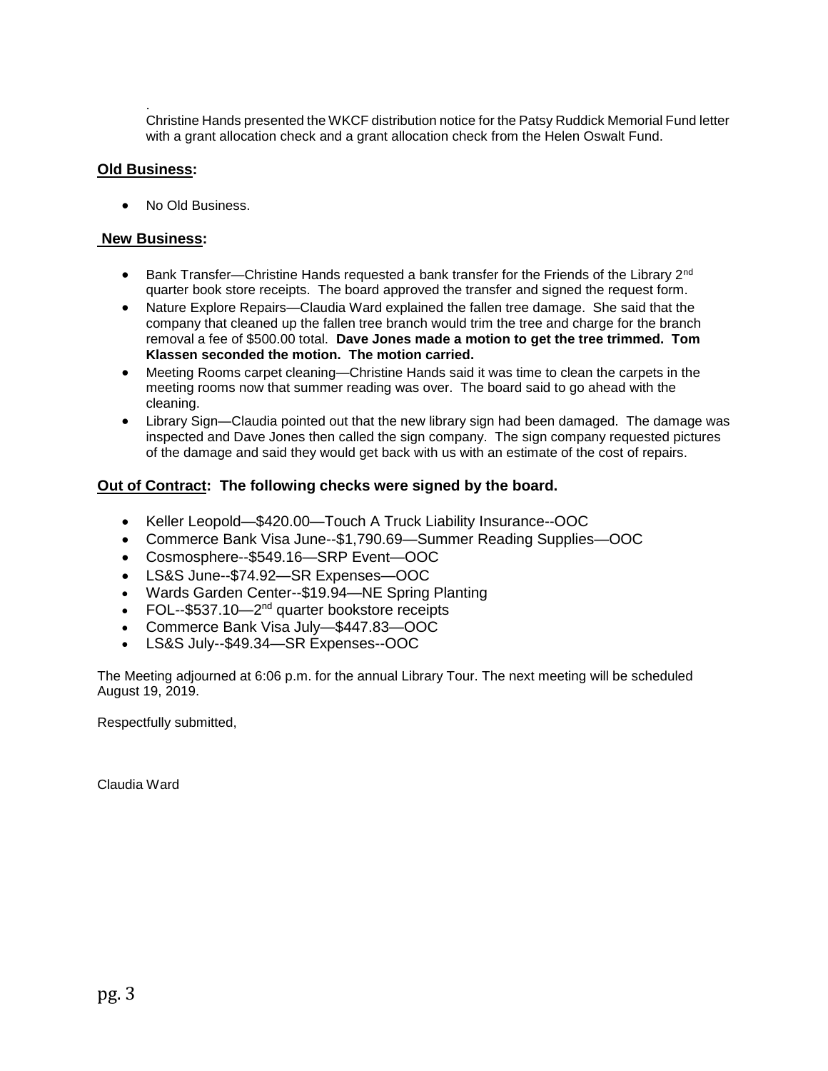.
Christine Hands presented the WKCF distribution notice for the Patsy Ruddick Memorial Fund letter with a grant allocation check and a grant allocation check from the Helen Oswalt Fund.

**Old Business:**

- No Old Business.

**New Business:**

- Bank Transfer—Christine Hands requested a bank transfer for the Friends of the Library 2nd quarter book store receipts. The board approved the transfer and signed the request form.
- Nature Explore Repairs—Claudia Ward explained the fallen tree damage. She said that the company that cleaned up the fallen tree branch would trim the tree and charge for the branch removal a fee of $500.00 total. **Dave Jones made a motion to get the tree trimmed. Tom Klassen seconded the motion. The motion carried.**
- Meeting Rooms carpet cleaning—Christine Hands said it was time to clean the carpets in the meeting rooms now that summer reading was over. The board said to go ahead with the cleaning.
- Library Sign—Claudia pointed out that the new library sign had been damaged. The damage was inspected and Dave Jones then called the sign company. The sign company requested pictures of the damage and said they would get back with us with an estimate of the cost of repairs.

**Out of Contract: The following checks were signed by the board.**

- Keller Leopold—$420.00—Touch A Truck Liability Insurance--OOC
- Commerce Bank Visa June--$1,790.69—Summer Reading Supplies—OOC
- Cosmosphere--$549.16—SRP Event—OOC
- LS&S June--$74.92—SR Expenses—OOC
- Wards Garden Center--$19.94—NE Spring Planting
- FOL--$537.10—2nd quarter bookstore receipts
- Commerce Bank Visa July—$447.83—OOC
- LS&S July--$49.34—SR Expenses--OOC

The Meeting adjourned at 6:06 p.m. for the annual Library Tour. The next meeting will be scheduled August 19, 2019.

Respectfully submitted,

Claudia Ward